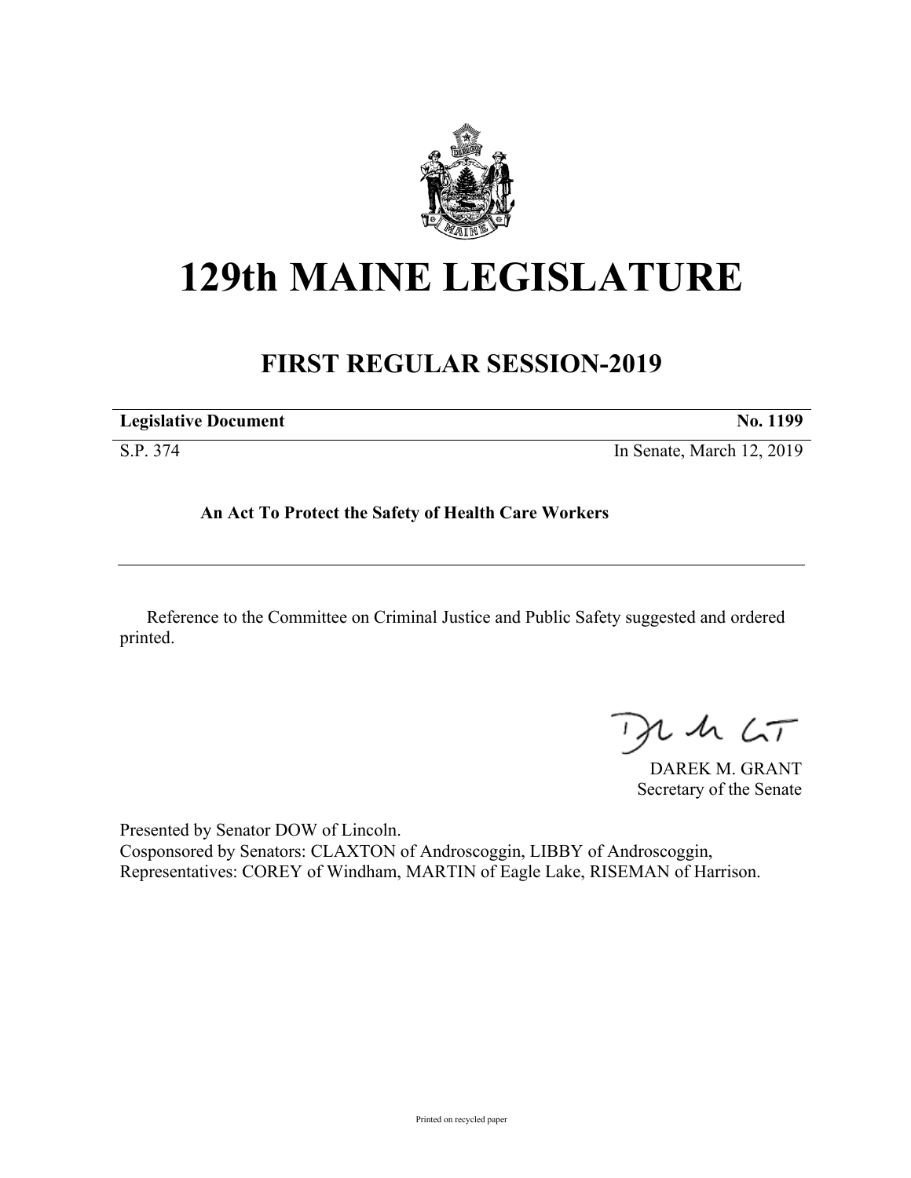# 129th MAINE LEGISLATURE

## FIRST REGULAR SESSION-2019

| **Legislative Document** | **No. 1199** |
|---|---|
| S.P. 374 | In Senate, March 12, 2019 |

**An Act To Protect the Safety of Health Care Workers**

---

Reference to the Committee on Criminal Justice and Public Safety suggested and ordered printed.

DAREK M. GRANT
Secretary of the Senate

Presented by Senator DOW of Lincoln.
Cosponsored by Senators: CLAXTON of Androscoggin, LIBBY of Androscoggin, Representatives: COREY of Windham, MARTIN of Eagle Lake, RISEMAN of Harrison.

Printed on recycled paper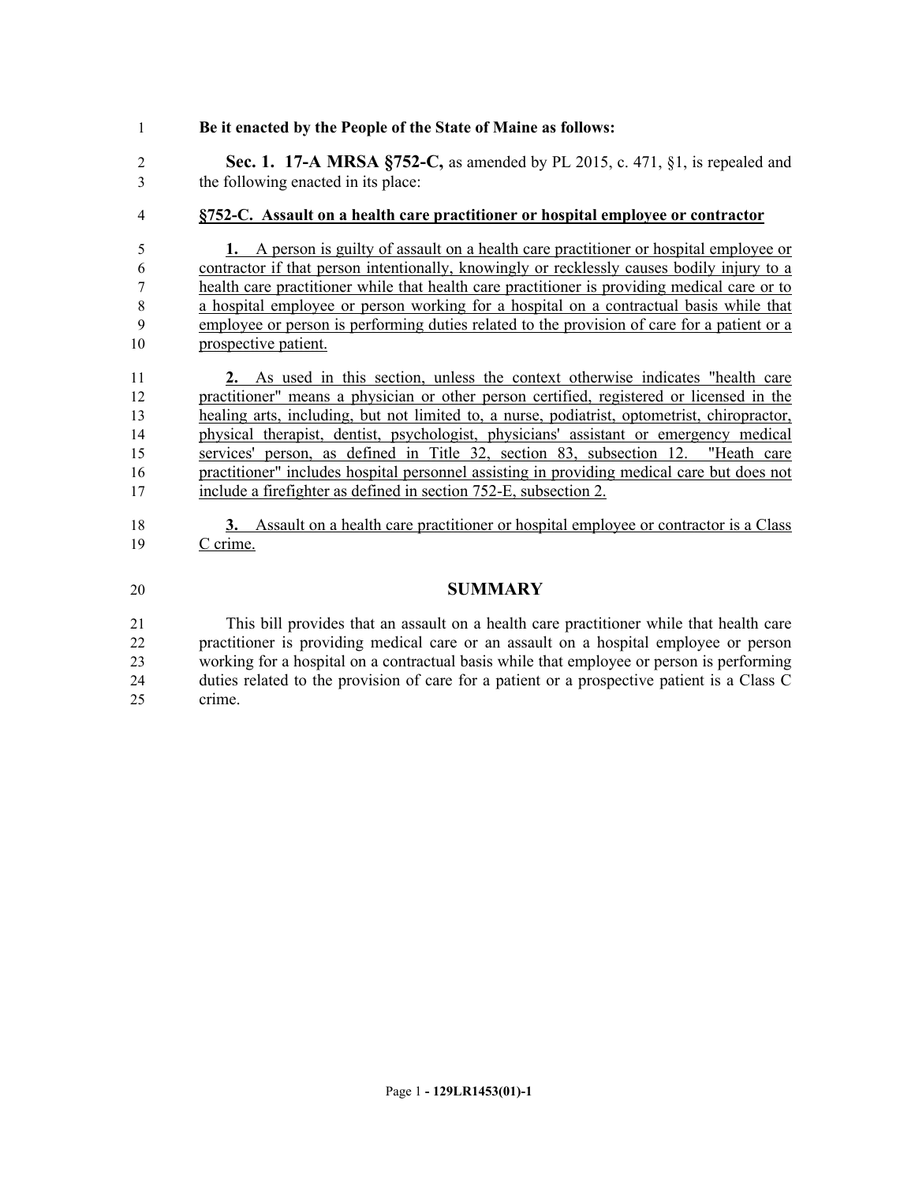**Be it enacted by the People of the State of Maine as follows:**

**Sec. 1. 17-A MRSA §752-C,** as amended by PL 2015, c. 471, §1, is repealed and the following enacted in its place:

**§752-C. Assault on a health care practitioner or hospital employee or contractor**

**1.** A person is guilty of assault on a health care practitioner or hospital employee or contractor if that person intentionally, knowingly or recklessly causes bodily injury to a health care practitioner while that health care practitioner is providing medical care or to a hospital employee or person working for a hospital on a contractual basis while that employee or person is performing duties related to the provision of care for a patient or a prospective patient.

**2.** As used in this section, unless the context otherwise indicates "health care practitioner" means a physician or other person certified, registered or licensed in the healing arts, including, but not limited to, a nurse, podiatrist, optometrist, chiropractor, physical therapist, dentist, psychologist, physicians' assistant or emergency medical services' person, as defined in Title 32, section 83, subsection 12. "Heath care practitioner" includes hospital personnel assisting in providing medical care but does not include a firefighter as defined in section 752-E, subsection 2.

**3.** Assault on a health care practitioner or hospital employee or contractor is a Class C crime.

## SUMMARY

This bill provides that an assault on a health care practitioner while that health care practitioner is providing medical care or an assault on a hospital employee or person working for a hospital on a contractual basis while that employee or person is performing duties related to the provision of care for a patient or a prospective patient is a Class C crime.